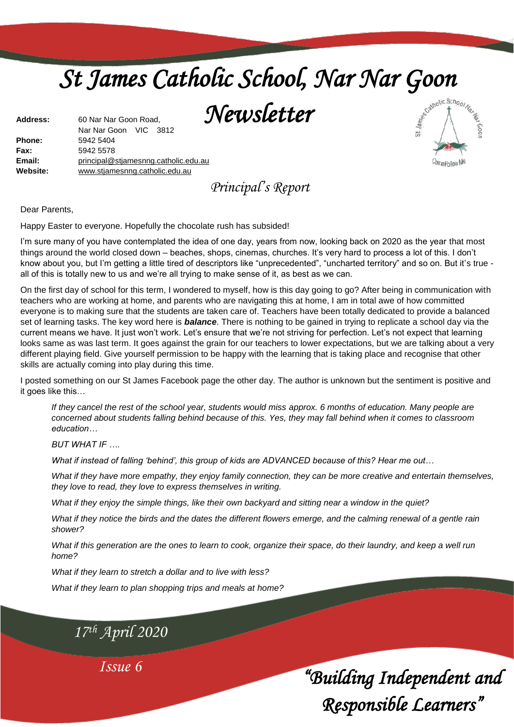# St James Catholic School, Nar Nar Goon Newsletter

**Address:** 60 Nar Nar Goon Road, Nar Nar Goon VIC 3812
**Phone:** 5942 5404
**Fax:** 5942 5578
**Email:** principal@stjamesnng.catholic.edu.au
**Website:** www.stjamesnng.catholic.edu.au

17th April 2020

Issue 6

"Building Independent and Responsible Learners"

## Principal's Report

Dear Parents,

Happy Easter to everyone. Hopefully the chocolate rush has subsided!

I'm sure many of you have contemplated the idea of one day, years from now, looking back on 2020 as the year that most things around the world closed down – beaches, shops, cinemas, churches. It's very hard to process a lot of this. I don't know about you, but I'm getting a little tired of descriptors like "unprecedented", "uncharted territory" and so on. But it's true - all of this is totally new to us and we're all trying to make sense of it, as best as we can.

On the first day of school for this term, I wondered to myself, how is this day going to go? After being in communication with teachers who are working at home, and parents who are navigating this at home, I am in total awe of how committed everyone is to making sure that the students are taken care of. Teachers have been totally dedicated to provide a balanced set of learning tasks. The key word here is ***balance***. There is nothing to be gained in trying to replicate a school day via the current means we have. It just won't work. Let's ensure that we're not striving for perfection. Let's not expect that learning looks same as was last term. It goes against the grain for our teachers to lower expectations, but we are talking about a very different playing field. Give yourself permission to be happy with the learning that is taking place and recognise that other skills are actually coming into play during this time.

I posted something on our St James Facebook page the other day. The author is unknown but the sentiment is positive and it goes like this…

> *If they cancel the rest of the school year, students would miss approx. 6 months of education. Many people are concerned about students falling behind because of this. Yes, they may fall behind when it comes to classroom education…*
>
> *BUT WHAT IF ….*
>
> *What if instead of falling 'behind', this group of kids are ADVANCED because of this? Hear me out…*
>
> *What if they have more empathy, they enjoy family connection, they can be more creative and entertain themselves, they love to read, they love to express themselves in writing.*
>
> *What if they enjoy the simple things, like their own backyard and sitting near a window in the quiet?*
>
> *What if they notice the birds and the dates the different flowers emerge, and the calming renewal of a gentle rain shower?*
>
> *What if this generation are the ones to learn to cook, organize their space, do their laundry, and keep a well run home?*
>
> *What if they learn to stretch a dollar and to live with less?*
>
> *What if they learn to plan shopping trips and meals at home?*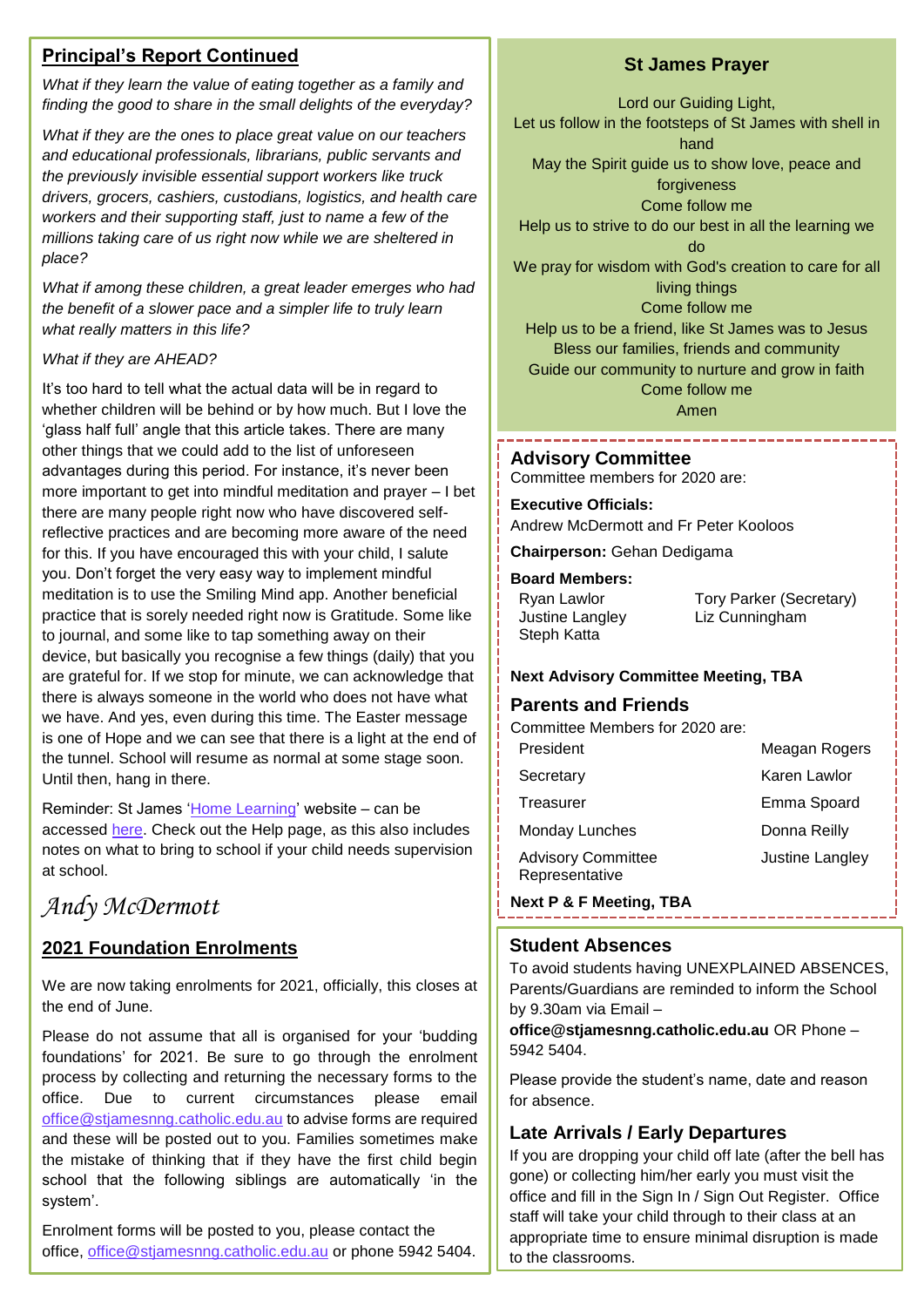## Principal's Report Continued

*What if they learn the value of eating together as a family and finding the good to share in the small delights of the everyday?*

*What if they are the ones to place great value on our teachers and educational professionals, librarians, public servants and the previously invisible essential support workers like truck drivers, grocers, cashiers, custodians, logistics, and health care workers and their supporting staff, just to name a few of the millions taking care of us right now while we are sheltered in place?*

*What if among these children, a great leader emerges who had the benefit of a slower pace and a simpler life to truly learn what really matters in this life?*

*What if they are AHEAD?*

It's too hard to tell what the actual data will be in regard to whether children will be behind or by how much. But I love the 'glass half full' angle that this article takes. There are many other things that we could add to the list of unforeseen advantages during this period. For instance, it's never been more important to get into mindful meditation and prayer – I bet there are many people right now who have discovered self-reflective practices and are becoming more aware of the need for this. If you have encouraged this with your child, I salute you. Don't forget the very easy way to implement mindful meditation is to use the Smiling Mind app. Another beneficial practice that is sorely needed right now is Gratitude. Some like to journal, and some like to tap something away on their device, but basically you recognise a few things (daily) that you are grateful for. If we stop for minute, we can acknowledge that there is always someone in the world who does not have what we have. And yes, even during this time. The Easter message is one of Hope and we can see that there is a light at the end of the tunnel. School will resume as normal at some stage soon. Until then, hang in there.

Reminder: St James 'Home Learning' website – can be accessed here. Check out the Help page, as this also includes notes on what to bring to school if your child needs supervision at school.

*Andy McDermott*

## 2021 Foundation Enrolments

We are now taking enrolments for 2021, officially, this closes at the end of June.

Please do not assume that all is organised for your 'budding foundations' for 2021. Be sure to go through the enrolment process by collecting and returning the necessary forms to the office. Due to current circumstances please email office@stjamesnng.catholic.edu.au to advise forms are required and these will be posted out to you. Families sometimes make the mistake of thinking that if they have the first child begin school that the following siblings are automatically 'in the system'.

Enrolment forms will be posted to you, please contact the office, office@stjamesnng.catholic.edu.au or phone 5942 5404.

## St James Prayer

Lord our Guiding Light,
Let us follow in the footsteps of St James with shell in hand
May the Spirit guide us to show love, peace and forgiveness
Come follow me
Help us to strive to do our best in all the learning we do
We pray for wisdom with God's creation to care for all living things
Come follow me
Help us to be a friend, like St James was to Jesus
Bless our families, friends and community
Guide our community to nurture and grow in faith
Come follow me
Amen

## Advisory Committee

Committee members for 2020 are:

**Executive Officials:**
Andrew McDermott and Fr Peter Kooloos

**Chairperson:** Gehan Dedigama

**Board Members:**

Ryan Lawlor
Justine Langley
Steph Katta
Tory Parker (Secretary)
Liz Cunningham

**Next Advisory Committee Meeting, TBA**

## Parents and Friends

Committee Members for 2020 are:

| Role | Name |
|---|---|
| President | Meagan Rogers |
| Secretary | Karen Lawlor |
| Treasurer | Emma Spoard |
| Monday Lunches | Donna Reilly |
| Advisory Committee Representative | Justine Langley |

**Next P & F Meeting, TBA**

## Student Absences

To avoid students having UNEXPLAINED ABSENCES, Parents/Guardians are reminded to inform the School by 9.30am via Email – **office@stjamesnng.catholic.edu.au** OR Phone – 5942 5404.

Please provide the student's name, date and reason for absence.

## Late Arrivals / Early Departures

If you are dropping your child off late (after the bell has gone) or collecting him/her early you must visit the office and fill in the Sign In / Sign Out Register. Office staff will take your child through to their class at an appropriate time to ensure minimal disruption is made to the classrooms.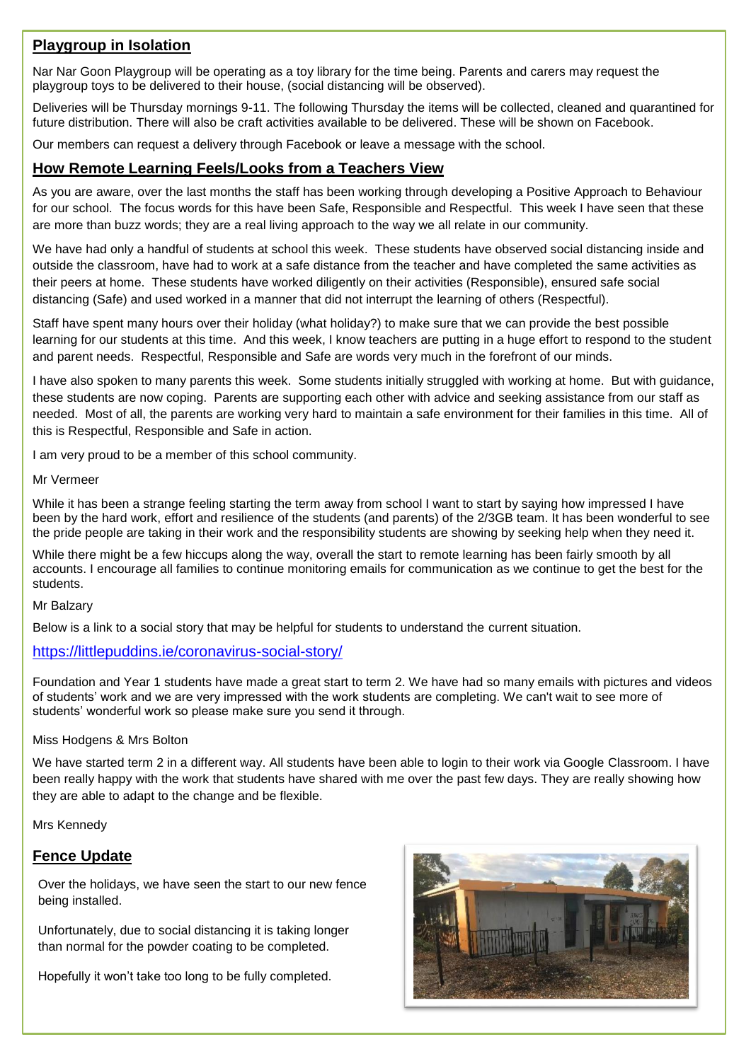## Playgroup in Isolation

Nar Nar Goon Playgroup will be operating as a toy library for the time being. Parents and carers may request the playgroup toys to be delivered to their house, (social distancing will be observed).

Deliveries will be Thursday mornings 9-11. The following Thursday the items will be collected, cleaned and quarantined for future distribution. There will also be craft activities available to be delivered. These will be shown on Facebook.

Our members can request a delivery through Facebook or leave a message with the school.

## How Remote Learning Feels/Looks from a Teachers View

As you are aware, over the last months the staff has been working through developing a Positive Approach to Behaviour for our school. The focus words for this have been Safe, Responsible and Respectful. This week I have seen that these are more than buzz words; they are a real living approach to the way we all relate in our community.

We have had only a handful of students at school this week. These students have observed social distancing inside and outside the classroom, have had to work at a safe distance from the teacher and have completed the same activities as their peers at home. These students have worked diligently on their activities (Responsible), ensured safe social distancing (Safe) and used worked in a manner that did not interrupt the learning of others (Respectful).

Staff have spent many hours over their holiday (what holiday?) to make sure that we can provide the best possible learning for our students at this time. And this week, I know teachers are putting in a huge effort to respond to the student and parent needs. Respectful, Responsible and Safe are words very much in the forefront of our minds.

I have also spoken to many parents this week. Some students initially struggled with working at home. But with guidance, these students are now coping. Parents are supporting each other with advice and seeking assistance from our staff as needed. Most of all, the parents are working very hard to maintain a safe environment for their families in this time. All of this is Respectful, Responsible and Safe in action.

I am very proud to be a member of this school community.

Mr Vermeer

While it has been a strange feeling starting the term away from school I want to start by saying how impressed I have been by the hard work, effort and resilience of the students (and parents) of the 2/3GB team. It has been wonderful to see the pride people are taking in their work and the responsibility students are showing by seeking help when they need it.

While there might be a few hiccups along the way, overall the start to remote learning has been fairly smooth by all accounts. I encourage all families to continue monitoring emails for communication as we continue to get the best for the students.

Mr Balzary

Below is a link to a social story that may be helpful for students to understand the current situation.

https://littlepuddins.ie/coronavirus-social-story/

Foundation and Year 1 students have made a great start to term 2. We have had so many emails with pictures and videos of students' work and we are very impressed with the work students are completing. We can't wait to see more of students' wonderful work so please make sure you send it through.

Miss Hodgens & Mrs Bolton

We have started term 2 in a different way. All students have been able to login to their work via Google Classroom. I have been really happy with the work that students have shared with me over the past few days. They are really showing how they are able to adapt to the change and be flexible.

Mrs Kennedy

## Fence Update

Over the holidays, we have seen the start to our new fence being installed.

Unfortunately, due to social distancing it is taking longer than normal for the powder coating to be completed.

Hopefully it won't take too long to be fully completed.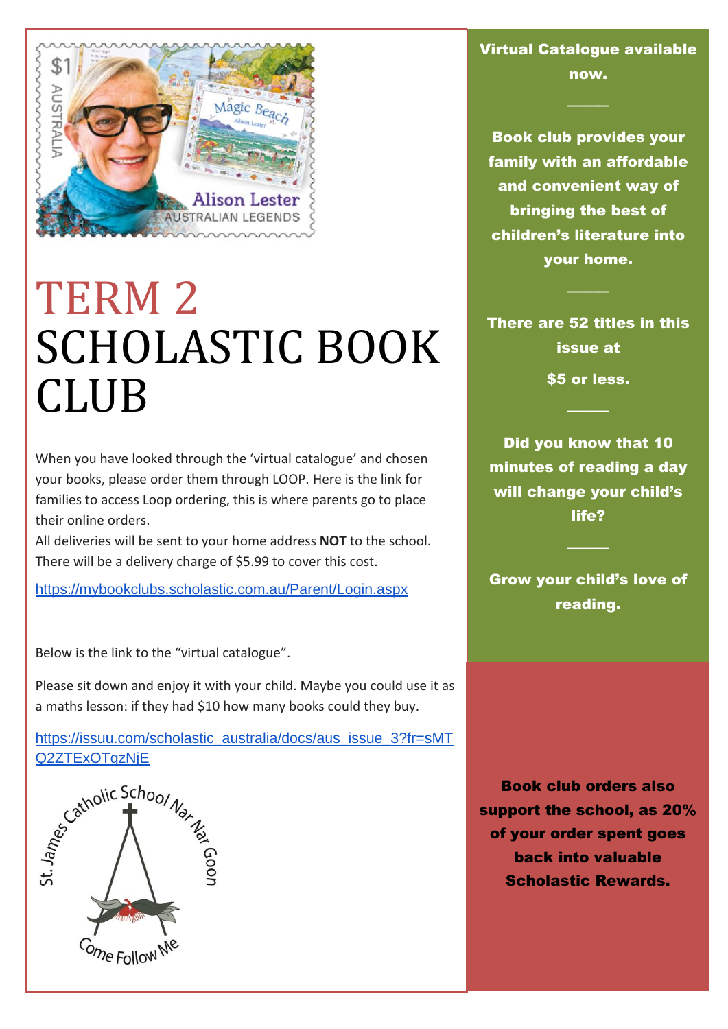# TERM 2 SCHOLASTIC BOOK CLUB

When you have looked through the 'virtual catalogue' and chosen your books, please order them through LOOP. Here is the link for families to access Loop ordering, this is where parents go to place their online orders.

All deliveries will be sent to your home address **NOT** to the school. There will be a delivery charge of $5.99 to cover this cost.

https://mybookclubs.scholastic.com.au/Parent/Login.aspx

Below is the link to the "virtual catalogue".

Please sit down and enjoy it with your child. Maybe you could use it as a maths lesson: if they had $10 how many books could they buy.

https://issuu.com/scholastic_australia/docs/aus_issue_3?fr=sMTQ2ZTExOTgzNjE

St. James Catholic School Nar Nar Goon

Come Follow Me

**Virtual Catalogue available now.**

**Book club provides your family with an affordable and convenient way of bringing the best of children's literature into your home.**

**There are 52 titles in this issue at $5 or less.**

**Did you know that 10 minutes of reading a day will change your child's life?**

**Grow your child's love of reading.**

**Book club orders also support the school, as 20% of your order spent goes back into valuable Scholastic Rewards.**